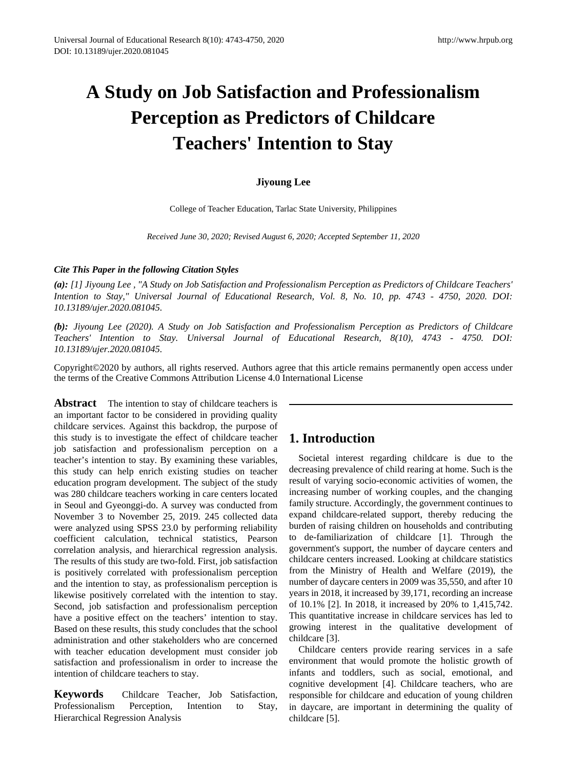# A Study on Job Satisfaction and Professionalism Perception as Predictors of Childcare Teachers' Intention to Stay

**Jiyoung Lee**

College of Teacher Education, Tarlac State University, Philippines

*Received June 30, 2020; Revised August 6, 2020; Accepted September 11, 2020*

***Cite This Paper in the following Citation Styles***

***(a):*** *[1] Jiyoung Lee , "A Study on Job Satisfaction and Professionalism Perception as Predictors of Childcare Teachers' Intention to Stay," Universal Journal of Educational Research, Vol. 8, No. 10, pp. 4743 - 4750, 2020. DOI: 10.13189/ujer.2020.081045.*

***(b):*** *Jiyoung Lee (2020). A Study on Job Satisfaction and Professionalism Perception as Predictors of Childcare Teachers' Intention to Stay. Universal Journal of Educational Research, 8(10), 4743 - 4750. DOI: 10.13189/ujer.2020.081045.*

Copyright©2020 by authors, all rights reserved. Authors agree that this article remains permanently open access under the terms of the Creative Commons Attribution License 4.0 International License

**Abstract** The intention to stay of childcare teachers is an important factor to be considered in providing quality childcare services. Against this backdrop, the purpose of this study is to investigate the effect of childcare teacher job satisfaction and professionalism perception on a teacher's intention to stay. By examining these variables, this study can help enrich existing studies on teacher education program development. The subject of the study was 280 childcare teachers working in care centers located in Seoul and Gyeonggi-do. A survey was conducted from November 3 to November 25, 2019. 245 collected data were analyzed using SPSS 23.0 by performing reliability coefficient calculation, technical statistics, Pearson correlation analysis, and hierarchical regression analysis. The results of this study are two-fold. First, job satisfaction is positively correlated with professionalism perception and the intention to stay, as professionalism perception is likewise positively correlated with the intention to stay. Second, job satisfaction and professionalism perception have a positive effect on the teachers' intention to stay. Based on these results, this study concludes that the school administration and other stakeholders who are concerned with teacher education development must consider job satisfaction and professionalism in order to increase the intention of childcare teachers to stay.

**Keywords** Childcare Teacher, Job Satisfaction, Professionalism Perception, Intention to Stay, Hierarchical Regression Analysis

## 1. Introduction

Societal interest regarding childcare is due to the decreasing prevalence of child rearing at home. Such is the result of varying socio-economic activities of women, the increasing number of working couples, and the changing family structure. Accordingly, the government continues to expand childcare-related support, thereby reducing the burden of raising children on households and contributing to de-familiarization of childcare [1]. Through the government's support, the number of daycare centers and childcare centers increased. Looking at childcare statistics from the Ministry of Health and Welfare (2019), the number of daycare centers in 2009 was 35,550, and after 10 years in 2018, it increased by 39,171, recording an increase of 10.1% [2]. In 2018, it increased by 20% to 1,415,742. This quantitative increase in childcare services has led to growing interest in the qualitative development of childcare [3].

Childcare centers provide rearing services in a safe environment that would promote the holistic growth of infants and toddlers, such as social, emotional, and cognitive development [4]. Childcare teachers, who are responsible for childcare and education of young children in daycare, are important in determining the quality of childcare [5].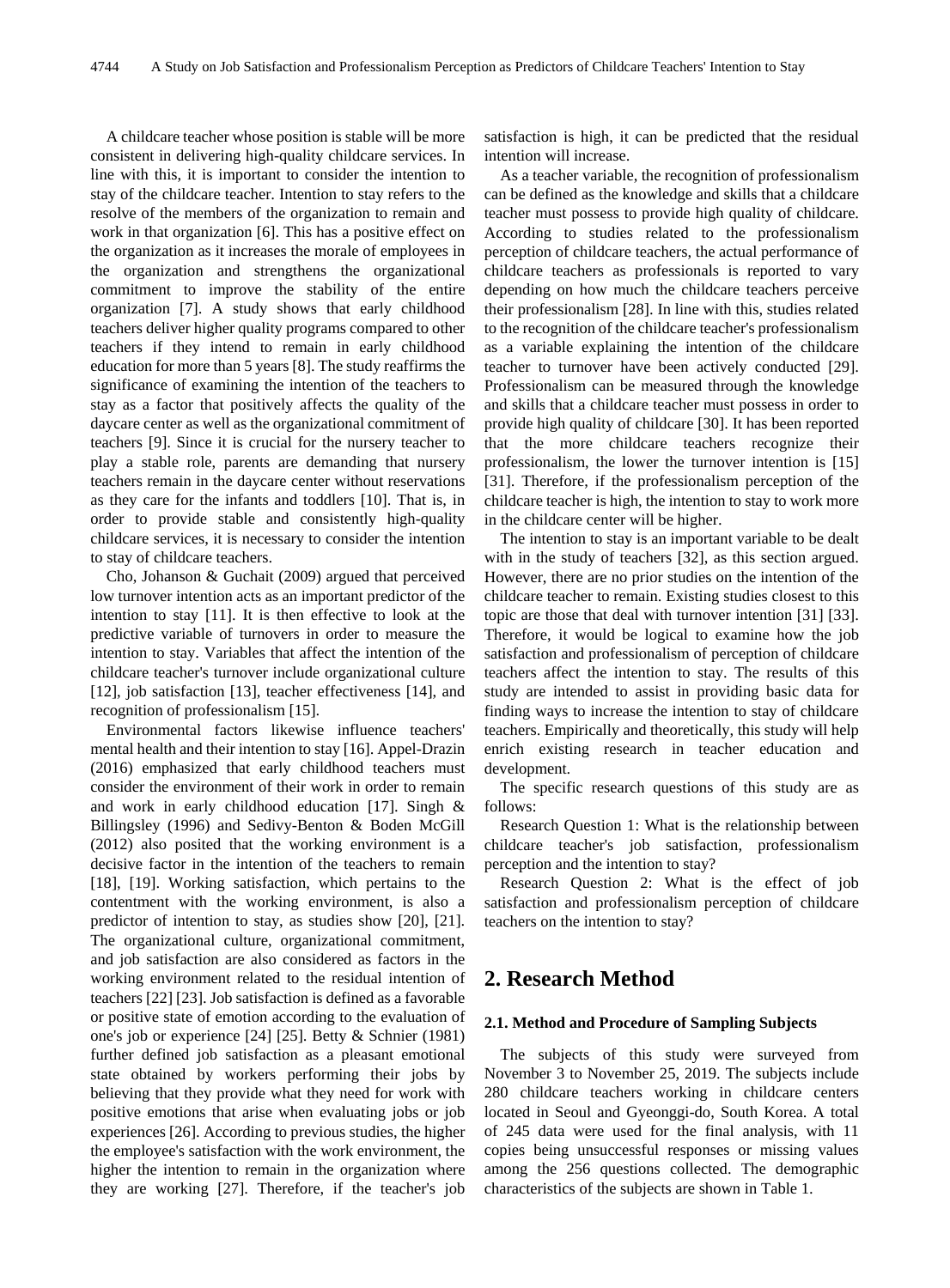A childcare teacher whose position is stable will be more consistent in delivering high-quality childcare services. In line with this, it is important to consider the intention to stay of the childcare teacher. Intention to stay refers to the resolve of the members of the organization to remain and work in that organization [6]. This has a positive effect on the organization as it increases the morale of employees in the organization and strengthens the organizational commitment to improve the stability of the entire organization [7]. A study shows that early childhood teachers deliver higher quality programs compared to other teachers if they intend to remain in early childhood education for more than 5 years [8]. The study reaffirms the significance of examining the intention of the teachers to stay as a factor that positively affects the quality of the daycare center as well as the organizational commitment of teachers [9]. Since it is crucial for the nursery teacher to play a stable role, parents are demanding that nursery teachers remain in the daycare center without reservations as they care for the infants and toddlers [10]. That is, in order to provide stable and consistently high-quality childcare services, it is necessary to consider the intention to stay of childcare teachers.

Cho, Johanson & Guchait (2009) argued that perceived low turnover intention acts as an important predictor of the intention to stay [11]. It is then effective to look at the predictive variable of turnovers in order to measure the intention to stay. Variables that affect the intention of the childcare teacher's turnover include organizational culture [12], job satisfaction [13], teacher effectiveness [14], and recognition of professionalism [15].

Environmental factors likewise influence teachers' mental health and their intention to stay [16]. Appel-Drazin (2016) emphasized that early childhood teachers must consider the environment of their work in order to remain and work in early childhood education [17]. Singh & Billingsley (1996) and Sedivy-Benton & Boden McGill (2012) also posited that the working environment is a decisive factor in the intention of the teachers to remain [18], [19]. Working satisfaction, which pertains to the contentment with the working environment, is also a predictor of intention to stay, as studies show [20], [21]. The organizational culture, organizational commitment, and job satisfaction are also considered as factors in the working environment related to the residual intention of teachers [22] [23]. Job satisfaction is defined as a favorable or positive state of emotion according to the evaluation of one's job or experience [24] [25]. Betty & Schnier (1981) further defined job satisfaction as a pleasant emotional state obtained by workers performing their jobs by believing that they provide what they need for work with positive emotions that arise when evaluating jobs or job experiences [26]. According to previous studies, the higher the employee's satisfaction with the work environment, the higher the intention to remain in the organization where they are working [27]. Therefore, if the teacher's job satisfaction is high, it can be predicted that the residual intention will increase.

As a teacher variable, the recognition of professionalism can be defined as the knowledge and skills that a childcare teacher must possess to provide high quality of childcare. According to studies related to the professionalism perception of childcare teachers, the actual performance of childcare teachers as professionals is reported to vary depending on how much the childcare teachers perceive their professionalism [28]. In line with this, studies related to the recognition of the childcare teacher's professionalism as a variable explaining the intention of the childcare teacher to turnover have been actively conducted [29]. Professionalism can be measured through the knowledge and skills that a childcare teacher must possess in order to provide high quality of childcare [30]. It has been reported that the more childcare teachers recognize their professionalism, the lower the turnover intention is [15] [31]. Therefore, if the professionalism perception of the childcare teacher is high, the intention to stay to work more in the childcare center will be higher.

The intention to stay is an important variable to be dealt with in the study of teachers [32], as this section argued. However, there are no prior studies on the intention of the childcare teacher to remain. Existing studies closest to this topic are those that deal with turnover intention [31] [33]. Therefore, it would be logical to examine how the job satisfaction and professionalism of perception of childcare teachers affect the intention to stay. The results of this study are intended to assist in providing basic data for finding ways to increase the intention to stay of childcare teachers. Empirically and theoretically, this study will help enrich existing research in teacher education and development.

The specific research questions of this study are as follows:

Research Question 1: What is the relationship between childcare teacher's job satisfaction, professionalism perception and the intention to stay?

Research Question 2: What is the effect of job satisfaction and professionalism perception of childcare teachers on the intention to stay?

## 2. Research Method

### 2.1. Method and Procedure of Sampling Subjects

The subjects of this study were surveyed from November 3 to November 25, 2019. The subjects include 280 childcare teachers working in childcare centers located in Seoul and Gyeonggi-do, South Korea. A total of 245 data were used for the final analysis, with 11 copies being unsuccessful responses or missing values among the 256 questions collected. The demographic characteristics of the subjects are shown in Table 1.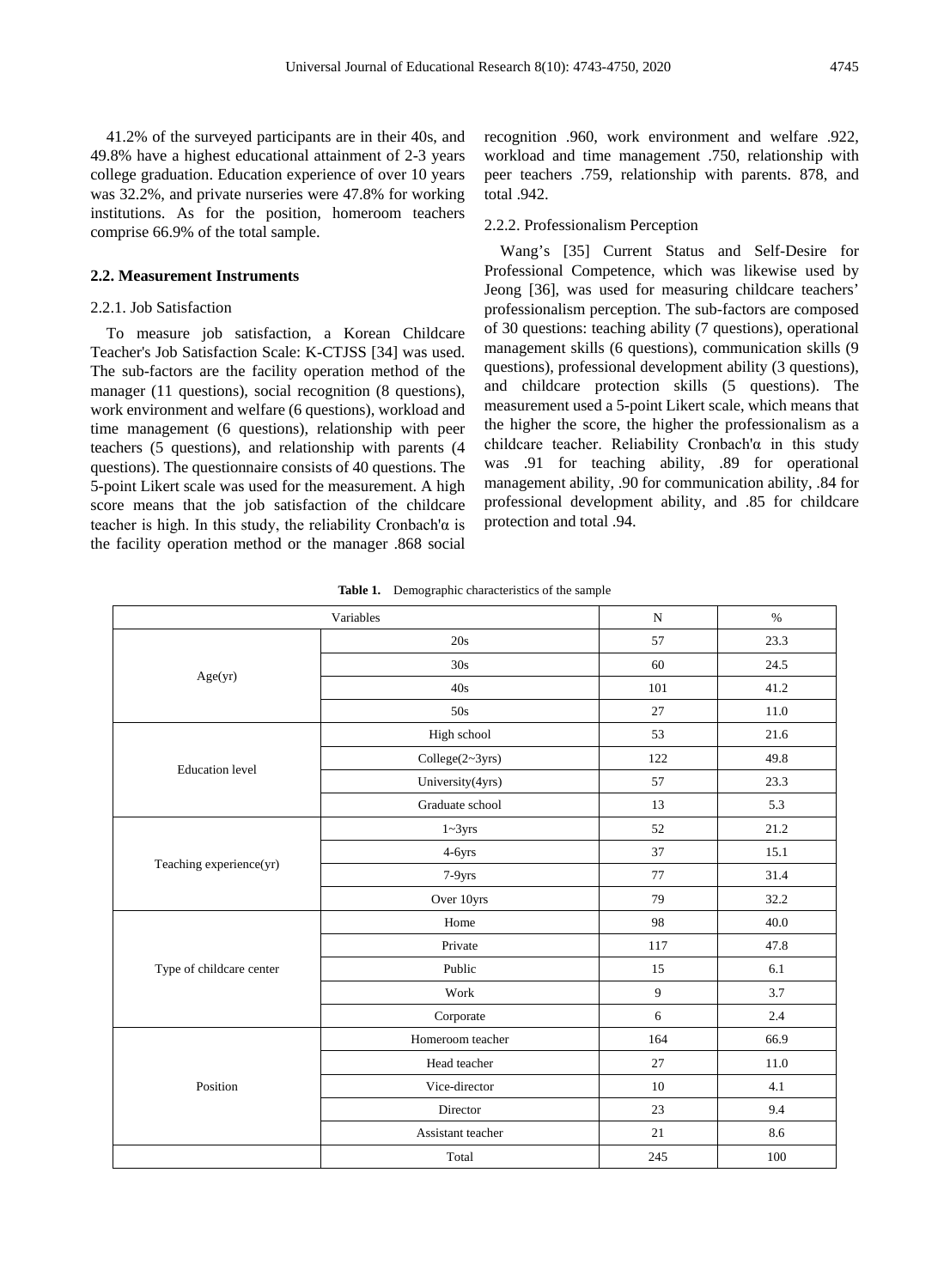41.2% of the surveyed participants are in their 40s, and 49.8% have a highest educational attainment of 2-3 years college graduation. Education experience of over 10 years was 32.2%, and private nurseries were 47.8% for working institutions. As for the position, homeroom teachers comprise 66.9% of the total sample.

### 2.2. Measurement Instruments

#### 2.2.1. Job Satisfaction

To measure job satisfaction, a Korean Childcare Teacher's Job Satisfaction Scale: K-CTJSS [34] was used. The sub-factors are the facility operation method of the manager (11 questions), social recognition (8 questions), work environment and welfare (6 questions), workload and time management (6 questions), relationship with peer teachers (5 questions), and relationship with parents (4 questions). The questionnaire consists of 40 questions. The 5-point Likert scale was used for the measurement. A high score means that the job satisfaction of the childcare teacher is high. In this study, the reliability Cronbach'α is the facility operation method or the manager .868 social recognition .960, work environment and welfare .922, workload and time management .750, relationship with peer teachers .759, relationship with parents. 878, and total .942.

#### 2.2.2. Professionalism Perception

Wang's [35] Current Status and Self-Desire for Professional Competence, which was likewise used by Jeong [36], was used for measuring childcare teachers' professionalism perception. The sub-factors are composed of 30 questions: teaching ability (7 questions), operational management skills (6 questions), communication skills (9 questions), professional development ability (3 questions), and childcare protection skills (5 questions). The measurement used a 5-point Likert scale, which means that the higher the score, the higher the professionalism as a childcare teacher. Reliability Cronbach'α in this study was .91 for teaching ability, .89 for operational management ability, .90 for communication ability, .84 for professional development ability, and .85 for childcare protection and total .94.

**Table 1.** Demographic characteristics of the sample

| Variables | | N | % |
|---|---|---|---|
| Age(yr) | 20s | 57 | 23.3 |
| | 30s | 60 | 24.5 |
| | 40s | 101 | 41.2 |
| | 50s | 27 | 11.0 |
| Education level | High school | 53 | 21.6 |
| | College(2~3yrs) | 122 | 49.8 |
| | University(4yrs) | 57 | 23.3 |
| | Graduate school | 13 | 5.3 |
| Teaching experience(yr) | 1~3yrs | 52 | 21.2 |
| | 4-6yrs | 37 | 15.1 |
| | 7-9yrs | 77 | 31.4 |
| | Over 10yrs | 79 | 32.2 |
| Type of childcare center | Home | 98 | 40.0 |
| | Private | 117 | 47.8 |
| | Public | 15 | 6.1 |
| | Work | 9 | 3.7 |
| | Corporate | 6 | 2.4 |
| Position | Homeroom teacher | 164 | 66.9 |
| | Head teacher | 27 | 11.0 |
| | Vice-director | 10 | 4.1 |
| | Director | 23 | 9.4 |
| | Assistant teacher | 21 | 8.6 |
| | Total | 245 | 100 |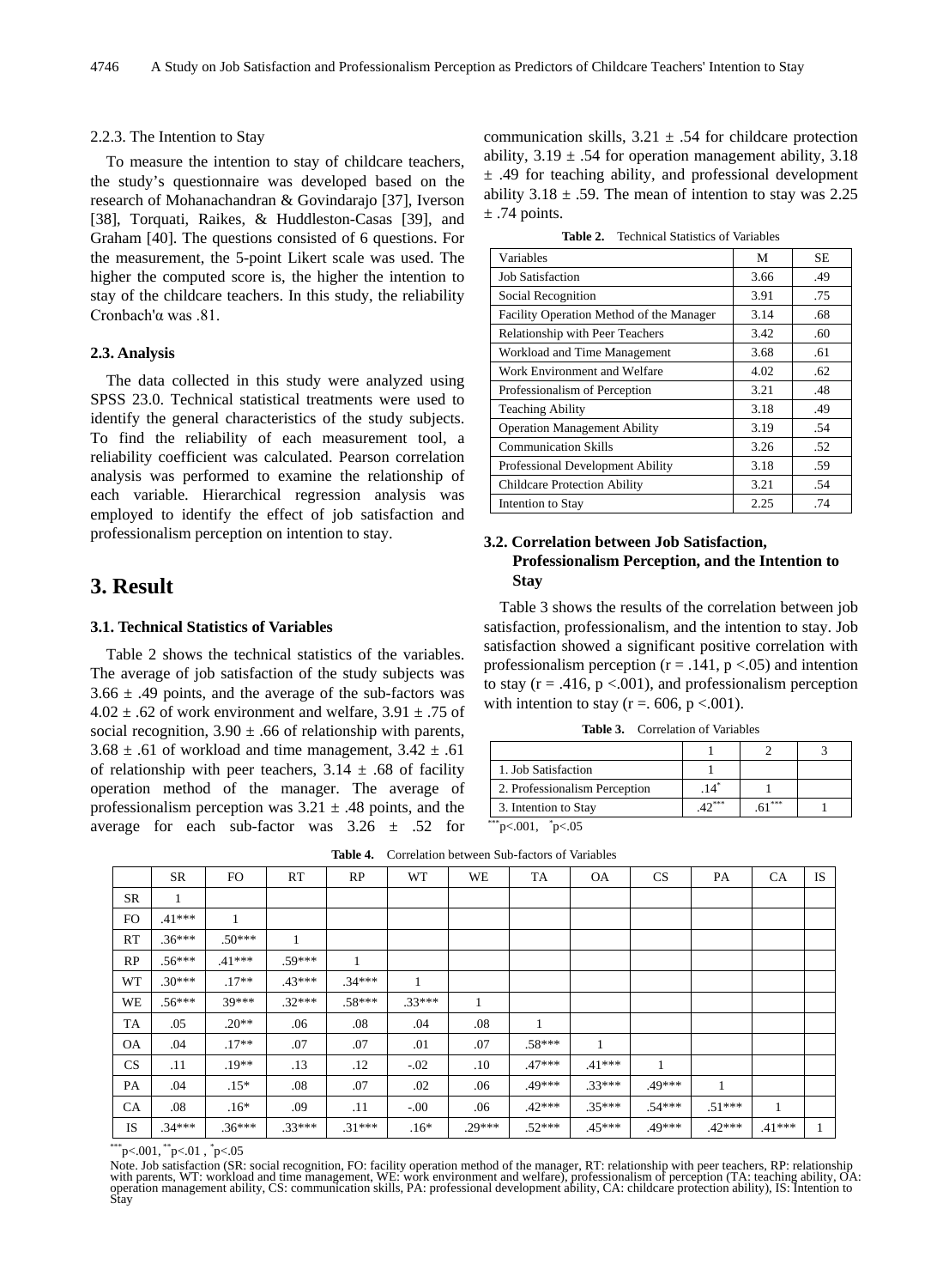#### 2.2.3. The Intention to Stay

To measure the intention to stay of childcare teachers, the study's questionnaire was developed based on the research of Mohanachandran & Govindarajo [37], Iverson [38], Torquati, Raikes, & Huddleston-Casas [39], and Graham [40]. The questions consisted of 6 questions. For the measurement, the 5-point Likert scale was used. The higher the computed score is, the higher the intention to stay of the childcare teachers. In this study, the reliability Cronbach'α was .81.

### 2.3. Analysis

The data collected in this study were analyzed using SPSS 23.0. Technical statistical treatments were used to identify the general characteristics of the study subjects. To find the reliability of each measurement tool, a reliability coefficient was calculated. Pearson correlation analysis was performed to examine the relationship of each variable. Hierarchical regression analysis was employed to identify the effect of job satisfaction and professionalism perception on intention to stay.

## 3. Result

### 3.1. Technical Statistics of Variables

Table 2 shows the technical statistics of the variables. The average of job satisfaction of the study subjects was 3.66 ± .49 points, and the average of the sub-factors was 4.02 ± .62 of work environment and welfare, 3.91 ± .75 of social recognition, 3.90 ± .66 of relationship with parents, 3.68 ± .61 of workload and time management, 3.42 ± .61 of relationship with peer teachers, 3.14 ± .68 of facility operation method of the manager. The average of professionalism perception was 3.21 ± .48 points, and the average for each sub-factor was 3.26 ± .52 for communication skills, 3.21 ± .54 for childcare protection ability, 3.19 ± .54 for operation management ability, 3.18 ± .49 for teaching ability, and professional development ability 3.18 ± .59. The mean of intention to stay was 2.25 ± .74 points.

**Table 2.** Technical Statistics of Variables

| Variables | M | SE |
|---|---|---|
| Job Satisfaction | 3.66 | .49 |
| Social Recognition | 3.91 | .75 |
| Facility Operation Method of the Manager | 3.14 | .68 |
| Relationship with Peer Teachers | 3.42 | .60 |
| Workload and Time Management | 3.68 | .61 |
| Work Environment and Welfare | 4.02 | .62 |
| Professionalism of Perception | 3.21 | .48 |
| Teaching Ability | 3.18 | .49 |
| Operation Management Ability | 3.19 | .54 |
| Communication Skills | 3.26 | .52 |
| Professional Development Ability | 3.18 | .59 |
| Childcare Protection Ability | 3.21 | .54 |
| Intention to Stay | 2.25 | .74 |

### 3.2. Correlation between Job Satisfaction, Professionalism Perception, and the Intention to Stay

Table 3 shows the results of the correlation between job satisfaction, professionalism, and the intention to stay. Job satisfaction showed a significant positive correlation with professionalism perception ($r = .141$, $p < .05$) and intention to stay ($r = .416$, $p < .001$), and professionalism perception with intention to stay ($r = .606$, $p < .001$).

**Table 3.** Correlation of Variables

| | 1 | 2 | 3 |
|---|---|---|---|
| 1. Job Satisfaction | 1 | | |
| 2. Professionalism Perception | .14* | 1 | |
| 3. Intention to Stay | .42*** | .61*** | 1 |

***p<.001, *p<.05

**Table 4.** Correlation between Sub-factors of Variables

| | SR | FO | RT | RP | WT | WE | TA | OA | CS | PA | CA | IS |
|---|---|---|---|---|---|---|---|---|---|---|---|---|
| SR | 1 | | | | | | | | | | | |
| FO | .41*** | 1 | | | | | | | | | | |
| RT | .36*** | .50*** | 1 | | | | | | | | | |
| RP | .56*** | .41*** | .59*** | 1 | | | | | | | | |
| WT | .30*** | .17** | .43*** | .34*** | 1 | | | | | | | |
| WE | .56*** | 39*** | .32*** | .58*** | .33*** | 1 | | | | | | |
| TA | .05 | .20** | .06 | .08 | .04 | .08 | 1 | | | | | |
| OA | .04 | .17** | .07 | .07 | .01 | .07 | .58*** | 1 | | | | |
| CS | .11 | .19** | .13 | .12 | -.02 | .10 | .47*** | .41*** | 1 | | | |
| PA | .04 | .15* | .08 | .07 | .02 | .06 | .49*** | .33*** | .49*** | 1 | | |
| CA | .08 | .16* | .09 | .11 | -.00 | .06 | .42*** | .35*** | .54*** | .51*** | 1 | |
| IS | .34*** | .36*** | .33*** | .31*** | .16* | .29*** | .52*** | .45*** | .49*** | .42*** | .41*** | 1 |

***p<.001, **p<.01 , *p<.05

Note. Job satisfaction (SR: social recognition, FO: facility operation method of the manager, RT: relationship with peer teachers, RP: relationship with parents, WT: workload and time management, WE: work environment and welfare), professionalism of perception (TA: teaching ability, OA: operation management ability, CS: communication skills, PA: professional development ability, CA: childcare protection ability), IS: Intention to Stay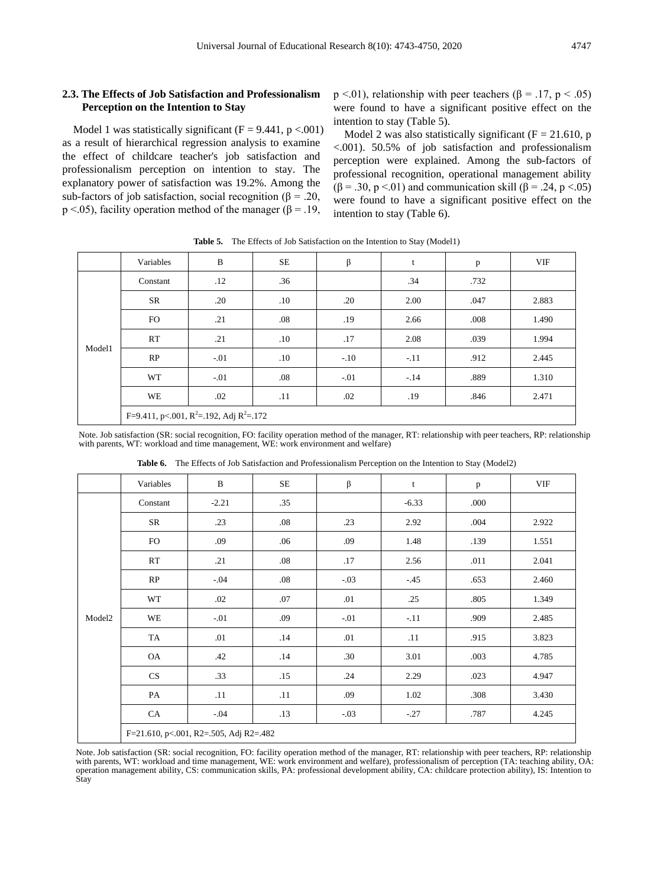### 2.3. The Effects of Job Satisfaction and Professionalism Perception on the Intention to Stay

Model 1 was statistically significant ($F = 9.441$, $p < .001$) as a result of hierarchical regression analysis to examine the effect of childcare teacher's job satisfaction and professionalism perception on intention to stay. The explanatory power of satisfaction was 19.2%. Among the sub-factors of job satisfaction, social recognition ($\beta = .20$, $p < .05$), facility operation method of the manager ($\beta = .19$, $p < .01$), relationship with peer teachers ($\beta = .17$, $p < .05$) were found to have a significant positive effect on the intention to stay (Table 5).

Model 2 was also statistically significant ($F = 21.610$, $p < .001$). 50.5% of job satisfaction and professionalism perception were explained. Among the sub-factors of professional recognition, operational management ability ($\beta = .30$, $p < .01$) and communication skill ($\beta = .24$, $p < .05$) were found to have a significant positive effect on the intention to stay (Table 6).

**Table 5.** The Effects of Job Satisfaction on the Intention to Stay (Model1)

| | Variables | B | SE | β | t | p | VIF |
|---|---|---|---|---|---|---|---|
| Model1 | Constant | .12 | .36 | | .34 | .732 | |
| | SR | .20 | .10 | .20 | 2.00 | .047 | 2.883 |
| | FO | .21 | .08 | .19 | 2.66 | .008 | 1.490 |
| | RT | .21 | .10 | .17 | 2.08 | .039 | 1.994 |
| | RP | -.01 | .10 | -.10 | -.11 | .912 | 2.445 |
| | WT | -.01 | .08 | -.01 | -.14 | .889 | 1.310 |
| | WE | .02 | .11 | .02 | .19 | .846 | 2.471 |
| | F=9.411, $p<.001$, $R^2=.192$, Adj $R^2=.172$ | | | | | | |

Note. Job satisfaction (SR: social recognition, FO: facility operation method of the manager, RT: relationship with peer teachers, RP: relationship with parents, WT: workload and time management, WE: work environment and welfare)

**Table 6.** The Effects of Job Satisfaction and Professionalism Perception on the Intention to Stay (Model2)

| | Variables | B | SE | β | t | p | VIF |
|---|---|---|---|---|---|---|---|
| Model2 | Constant | -2.21 | .35 | | -6.33 | .000 | |
| | SR | .23 | .08 | .23 | 2.92 | .004 | 2.922 |
| | FO | .09 | .06 | .09 | 1.48 | .139 | 1.551 |
| | RT | .21 | .08 | .17 | 2.56 | .011 | 2.041 |
| | RP | -.04 | .08 | -.03 | -.45 | .653 | 2.460 |
| | WT | .02 | .07 | .01 | .25 | .805 | 1.349 |
| | WE | -.01 | .09 | -.01 | -.11 | .909 | 2.485 |
| | TA | .01 | .14 | .01 | .11 | .915 | 3.823 |
| | OA | .42 | .14 | .30 | 3.01 | .003 | 4.785 |
| | CS | .33 | .15 | .24 | 2.29 | .023 | 4.947 |
| | PA | .11 | .11 | .09 | 1.02 | .308 | 3.430 |
| | CA | -.04 | .13 | -.03 | -.27 | .787 | 4.245 |
| | F=21.610, $p<.001$, R2=.505, Adj R2=.482 | | | | | | |

Note. Job satisfaction (SR: social recognition, FO: facility operation method of the manager, RT: relationship with peer teachers, RP: relationship with parents, WT: workload and time management, WE: work environment and welfare), professionalism of perception (TA: teaching ability, OA: operation management ability, CS: communication skills, PA: professional development ability, CA: childcare protection ability), IS: Intention to Stay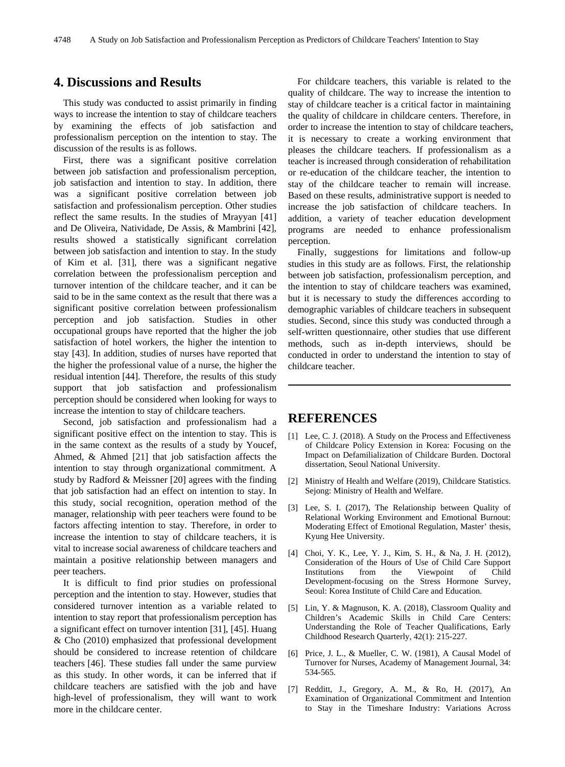## 4. Discussions and Results

This study was conducted to assist primarily in finding ways to increase the intention to stay of childcare teachers by examining the effects of job satisfaction and professionalism perception on the intention to stay. The discussion of the results is as follows.

First, there was a significant positive correlation between job satisfaction and professionalism perception, job satisfaction and intention to stay. In addition, there was a significant positive correlation between job satisfaction and professionalism perception. Other studies reflect the same results. In the studies of Mrayyan [41] and De Oliveira, Natividade, De Assis, & Mambrini [42], results showed a statistically significant correlation between job satisfaction and intention to stay. In the study of Kim et al. [31], there was a significant negative correlation between the professionalism perception and turnover intention of the childcare teacher, and it can be said to be in the same context as the result that there was a significant positive correlation between professionalism perception and job satisfaction. Studies in other occupational groups have reported that the higher the job satisfaction of hotel workers, the higher the intention to stay [43]. In addition, studies of nurses have reported that the higher the professional value of a nurse, the higher the residual intention [44]. Therefore, the results of this study support that job satisfaction and professionalism perception should be considered when looking for ways to increase the intention to stay of childcare teachers.

Second, job satisfaction and professionalism had a significant positive effect on the intention to stay. This is in the same context as the results of a study by Youcef, Ahmed, & Ahmed [21] that job satisfaction affects the intention to stay through organizational commitment. A study by Radford & Meissner [20] agrees with the finding that job satisfaction had an effect on intention to stay. In this study, social recognition, operation method of the manager, relationship with peer teachers were found to be factors affecting intention to stay. Therefore, in order to increase the intention to stay of childcare teachers, it is vital to increase social awareness of childcare teachers and maintain a positive relationship between managers and peer teachers.

It is difficult to find prior studies on professional perception and the intention to stay. However, studies that considered turnover intention as a variable related to intention to stay report that professionalism perception has a significant effect on turnover intention [31], [45]. Huang & Cho (2010) emphasized that professional development should be considered to increase retention of childcare teachers [46]. These studies fall under the same purview as this study. In other words, it can be inferred that if childcare teachers are satisfied with the job and have high-level of professionalism, they will want to work more in the childcare center.

For childcare teachers, this variable is related to the quality of childcare. The way to increase the intention to stay of childcare teacher is a critical factor in maintaining the quality of childcare in childcare centers. Therefore, in order to increase the intention to stay of childcare teachers, it is necessary to create a working environment that pleases the childcare teachers. If professionalism as a teacher is increased through consideration of rehabilitation or re-education of the childcare teacher, the intention to stay of the childcare teacher to remain will increase. Based on these results, administrative support is needed to increase the job satisfaction of childcare teachers. In addition, a variety of teacher education development programs are needed to enhance professionalism perception.

Finally, suggestions for limitations and follow-up studies in this study are as follows. First, the relationship between job satisfaction, professionalism perception, and the intention to stay of childcare teachers was examined, but it is necessary to study the differences according to demographic variables of childcare teachers in subsequent studies. Second, since this study was conducted through a self-written questionnaire, other studies that use different methods, such as in-depth interviews, should be conducted in order to understand the intention to stay of childcare teacher.

## REFERENCES

[1] Lee, C. J. (2018). A Study on the Process and Effectiveness of Childcare Policy Extension in Korea: Focusing on the Impact on Defamilialization of Childcare Burden. Doctoral dissertation, Seoul National University.

[2] Ministry of Health and Welfare (2019), Childcare Statistics. Sejong: Ministry of Health and Welfare.

[3] Lee, S. I. (2017), The Relationship between Quality of Relational Working Environment and Emotional Burnout: Moderating Effect of Emotional Regulation, Master' thesis, Kyung Hee University.

[4] Choi, Y. K., Lee, Y. J., Kim, S. H., & Na, J. H. (2012), Consideration of the Hours of Use of Child Care Support Institutions from the Viewpoint of Child Development-focusing on the Stress Hormone Survey, Seoul: Korea Institute of Child Care and Education.

[5] Lin, Y. & Magnuson, K. A. (2018), Classroom Quality and Children's Academic Skills in Child Care Centers: Understanding the Role of Teacher Qualifications, Early Childhood Research Quarterly, 42(1): 215-227.

[6] Price, J. L., & Mueller, C. W. (1981), A Causal Model of Turnover for Nurses, Academy of Management Journal, 34: 534-565.

[7] Redditt, J., Gregory, A. M., & Ro, H. (2017), An Examination of Organizational Commitment and Intention to Stay in the Timeshare Industry: Variations Across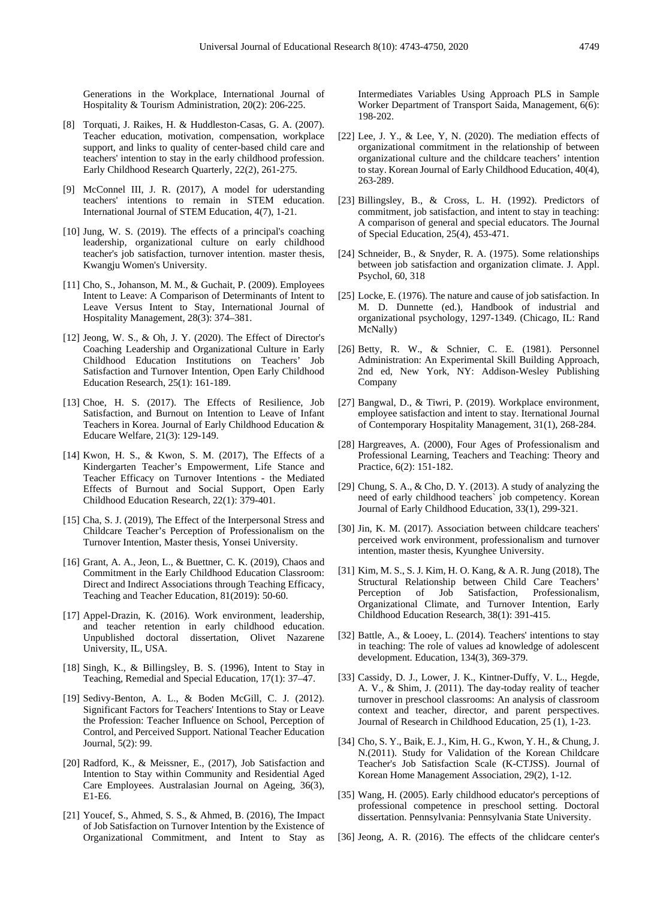Generations in the Workplace, International Journal of Hospitality & Tourism Administration, 20(2): 206-225.

[8] Torquati, J. Raikes, H. & Huddleston-Casas, G. A. (2007). Teacher education, motivation, compensation, workplace support, and links to quality of center-based child care and teachers' intention to stay in the early childhood profession. Early Childhood Research Quarterly, 22(2), 261-275.

[9] McConnel III, J. R. (2017), A model for uderstanding teachers' intentions to remain in STEM education. International Journal of STEM Education, 4(7), 1-21.

[10] Jung, W. S. (2019). The effects of a principal's coaching leadership, organizational culture on early childhood teacher's job satisfaction, turnover intention. master thesis, Kwangju Women's University.

[11] Cho, S., Johanson, M. M., & Guchait, P. (2009). Employees Intent to Leave: A Comparison of Determinants of Intent to Leave Versus Intent to Stay, International Journal of Hospitality Management, 28(3): 374–381.

[12] Jeong, W. S., & Oh, J. Y. (2020). The Effect of Director's Coaching Leadership and Organizational Culture in Early Childhood Education Institutions on Teachers' Job Satisfaction and Turnover Intention, Open Early Childhood Education Research, 25(1): 161-189.

[13] Choe, H. S. (2017). The Effects of Resilience, Job Satisfaction, and Burnout on Intention to Leave of Infant Teachers in Korea. Journal of Early Childhood Education & Educare Welfare, 21(3): 129-149.

[14] Kwon, H. S., & Kwon, S. M. (2017), The Effects of a Kindergarten Teacher's Empowerment, Life Stance and Teacher Efficacy on Turnover Intentions - the Mediated Effects of Burnout and Social Support, Open Early Childhood Education Research, 22(1): 379-401.

[15] Cha, S. J. (2019), The Effect of the Interpersonal Stress and Childcare Teacher's Perception of Professionalism on the Turnover Intention, Master thesis, Yonsei University.

[16] Grant, A. A., Jeon, L., & Buettner, C. K. (2019), Chaos and Commitment in the Early Childhood Education Classroom: Direct and Indirect Associations through Teaching Efficacy, Teaching and Teacher Education, 81(2019): 50-60.

[17] Appel-Drazin, K. (2016). Work environment, leadership, and teacher retention in early childhood education. Unpublished doctoral dissertation, Olivet Nazarene University, IL, USA.

[18] Singh, K., & Billingsley, B. S. (1996), Intent to Stay in Teaching, Remedial and Special Education, 17(1): 37–47.

[19] Sedivy-Benton, A. L., & Boden McGill, C. J. (2012). Significant Factors for Teachers' Intentions to Stay or Leave the Profession: Teacher Influence on School, Perception of Control, and Perceived Support. National Teacher Education Journal, 5(2): 99.

[20] Radford, K., & Meissner, E., (2017), Job Satisfaction and Intention to Stay within Community and Residential Aged Care Employees. Australasian Journal on Ageing, 36(3), E1-E6.

[21] Youcef, S., Ahmed, S. S., & Ahmed, B. (2016), The Impact of Job Satisfaction on Turnover Intention by the Existence of Organizational Commitment, and Intent to Stay as Intermediates Variables Using Approach PLS in Sample Worker Department of Transport Saida, Management, 6(6): 198-202.

[22] Lee, J. Y., & Lee, Y, N. (2020). The mediation effects of organizational commitment in the relationship of between organizational culture and the childcare teachers' intention to stay. Korean Journal of Early Childhood Education, 40(4), 263-289.

[23] Billingsley, B., & Cross, L. H. (1992). Predictors of commitment, job satisfaction, and intent to stay in teaching: A comparison of general and special educators. The Journal of Special Education, 25(4), 453-471.

[24] Schneider, B., & Snyder, R. A. (1975). Some relationships between job satisfaction and organization climate. J. Appl. Psychol, 60, 318

[25] Locke, E. (1976). The nature and cause of job satisfaction. In M. D. Dunnette (ed.), Handbook of industrial and organizational psychology, 1297-1349. (Chicago, IL: Rand McNally)

[26] Betty, R. W., & Schnier, C. E. (1981). Personnel Administration: An Experimental Skill Building Approach, 2nd ed, New York, NY: Addison-Wesley Publishing Company

[27] Bangwal, D., & Tiwri, P. (2019). Workplace environment, employee satisfaction and intent to stay. Iternational Journal of Contemporary Hospitality Management, 31(1), 268-284.

[28] Hargreaves, A. (2000), Four Ages of Professionalism and Professional Learning, Teachers and Teaching: Theory and Practice, 6(2): 151-182.

[29] Chung, S. A., & Cho, D. Y. (2013). A study of analyzing the need of early childhood teachers` job competency. Korean Journal of Early Childhood Education, 33(1), 299-321.

[30] Jin, K. M. (2017). Association between childcare teachers' perceived work environment, professionalism and turnover intention, master thesis, Kyunghee University.

[31] Kim, M. S., S. J. Kim, H. O. Kang, & A. R. Jung (2018), The Structural Relationship between Child Care Teachers' Perception of Job Satisfaction, Professionalism, Organizational Climate, and Turnover Intention, Early Childhood Education Research, 38(1): 391-415.

[32] Battle, A., & Looey, L. (2014). Teachers' intentions to stay in teaching: The role of values ad knowledge of adolescent development. Education, 134(3), 369-379.

[33] Cassidy, D. J., Lower, J. K., Kintner-Duffy, V. L., Hegde, A. V., & Shim, J. (2011). The day-today reality of teacher turnover in preschool classrooms: An analysis of classroom context and teacher, director, and parent perspectives. Journal of Research in Childhood Education, 25 (1), 1-23.

[34] Cho, S. Y., Baik, E. J., Kim, H. G., Kwon, Y. H., & Chung, J. N.(2011). Study for Validation of the Korean Childcare Teacher's Job Satisfaction Scale (K-CTJSS). Journal of Korean Home Management Association, 29(2), 1-12.

[35] Wang, H. (2005). Early childhood educator's perceptions of professional competence in preschool setting. Doctoral dissertation. Pennsylvania: Pennsylvania State University.

[36] Jeong, A. R. (2016). The effects of the chlidcare center's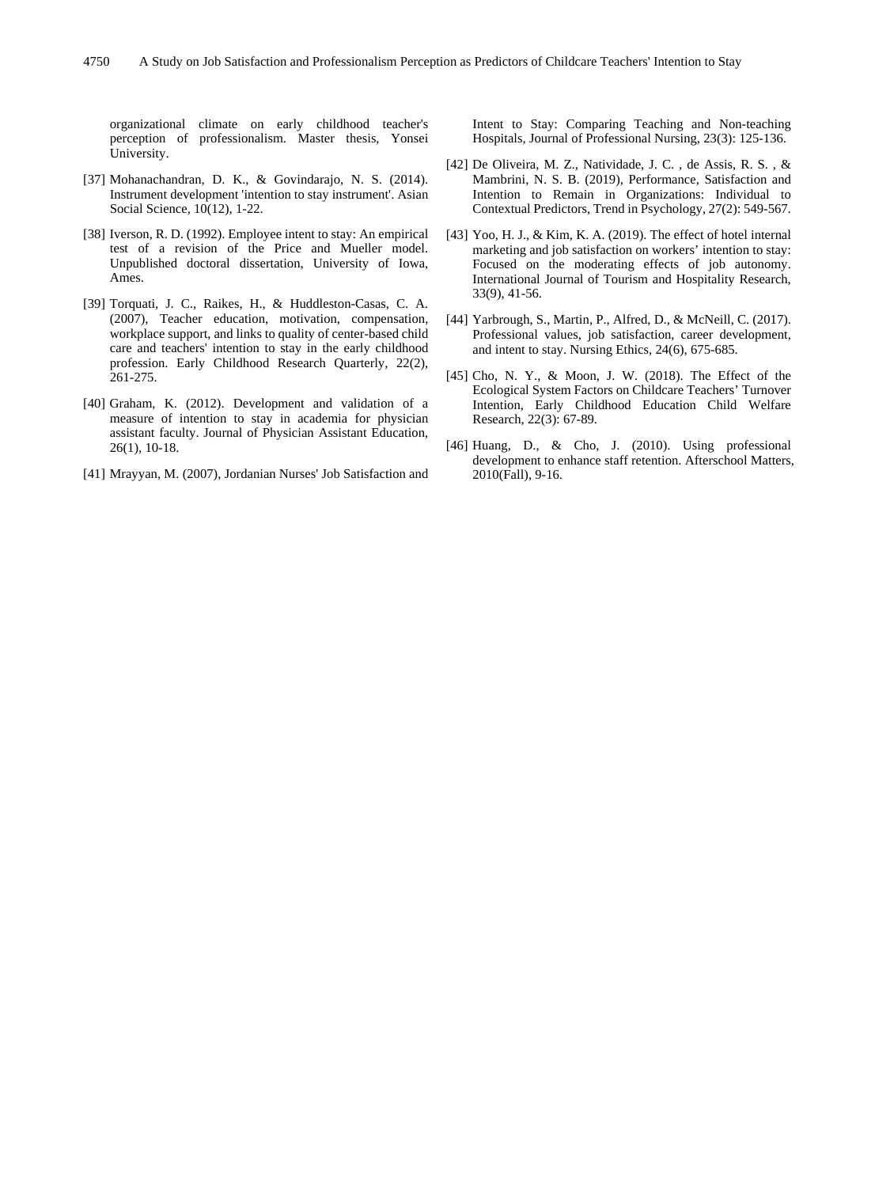organizational climate on early childhood teacher's perception of professionalism. Master thesis, Yonsei University.

[37] Mohanachandran, D. K., & Govindarajo, N. S. (2014). Instrument development 'intention to stay instrument'. Asian Social Science, 10(12), 1-22.

[38] Iverson, R. D. (1992). Employee intent to stay: An empirical test of a revision of the Price and Mueller model. Unpublished doctoral dissertation, University of Iowa, Ames.

[39] Torquati, J. C., Raikes, H., & Huddleston-Casas, C. A. (2007), Teacher education, motivation, compensation, workplace support, and links to quality of center-based child care and teachers' intention to stay in the early childhood profession. Early Childhood Research Quarterly, 22(2), 261-275.

[40] Graham, K. (2012). Development and validation of a measure of intention to stay in academia for physician assistant faculty. Journal of Physician Assistant Education, 26(1), 10-18.

[41] Mrayyan, M. (2007), Jordanian Nurses' Job Satisfaction and Intent to Stay: Comparing Teaching and Non-teaching Hospitals, Journal of Professional Nursing, 23(3): 125-136.

[42] De Oliveira, M. Z., Natividade, J. C. , de Assis, R. S. , & Mambrini, N. S. B. (2019), Performance, Satisfaction and Intention to Remain in Organizations: Individual to Contextual Predictors, Trend in Psychology, 27(2): 549-567.

[43] Yoo, H. J., & Kim, K. A. (2019). The effect of hotel internal marketing and job satisfaction on workers' intention to stay: Focused on the moderating effects of job autonomy. International Journal of Tourism and Hospitality Research, 33(9), 41-56.

[44] Yarbrough, S., Martin, P., Alfred, D., & McNeill, C. (2017). Professional values, job satisfaction, career development, and intent to stay. Nursing Ethics, 24(6), 675-685.

[45] Cho, N. Y., & Moon, J. W. (2018). The Effect of the Ecological System Factors on Childcare Teachers' Turnover Intention, Early Childhood Education Child Welfare Research, 22(3): 67-89.

[46] Huang, D., & Cho, J. (2010). Using professional development to enhance staff retention. Afterschool Matters, 2010(Fall), 9-16.